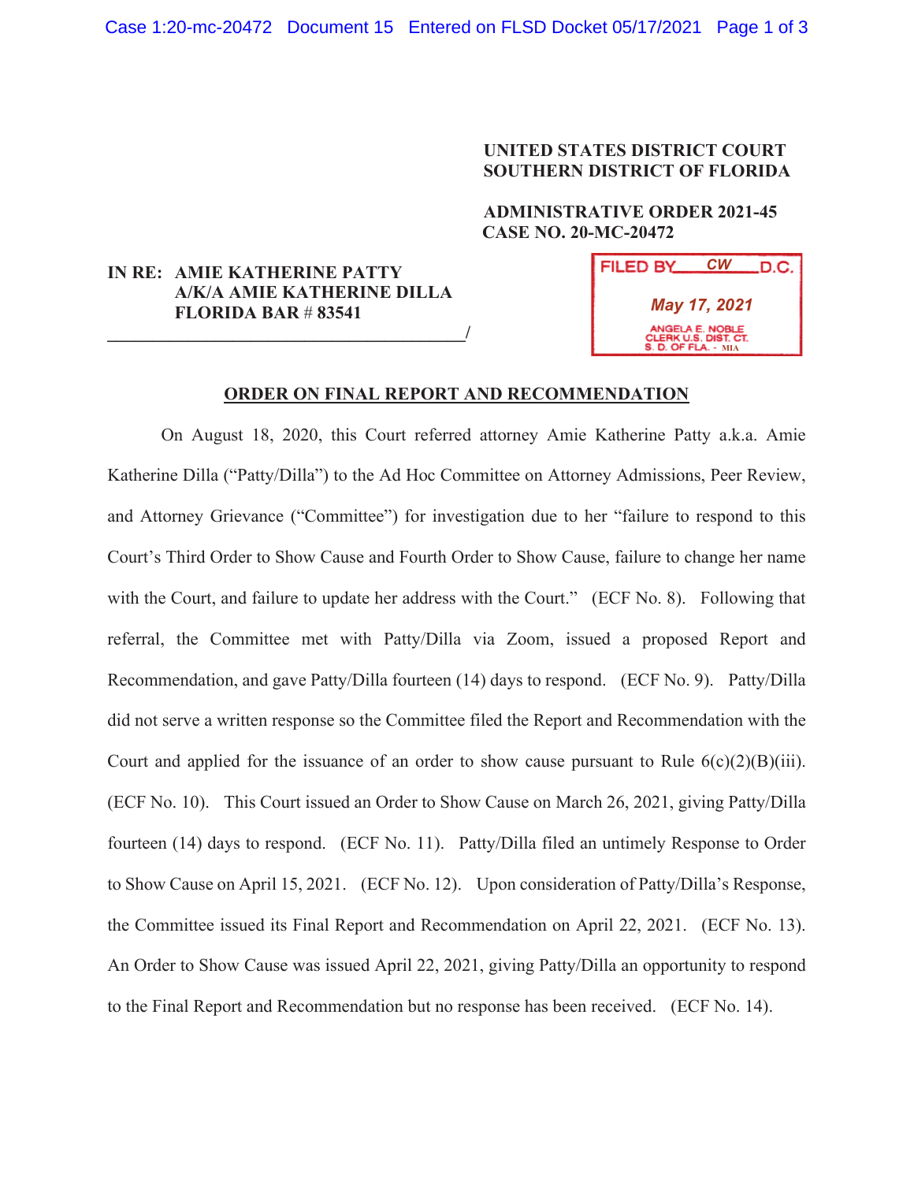**UNITED STATES DISTRICT COURT**
**SOUTHERN DISTRICT OF FLORIDA**

**ADMINISTRATIVE ORDER 2021-45**
**CASE NO. 20-MC-20472**

**IN RE: AMIE KATHERINE PATTY**
**A/K/A AMIE KATHERINE DILLA**
**FLORIDA BAR # 83541**
_______________________________________/

FILED BY CW D.C.
May 17, 2021
ANGELA E. NOBLE
CLERK U.S. DIST. CT.
S. D. OF FLA. - MIA

## ORDER ON FINAL REPORT AND RECOMMENDATION

On August 18, 2020, this Court referred attorney Amie Katherine Patty a.k.a. Amie Katherine Dilla ("Patty/Dilla") to the Ad Hoc Committee on Attorney Admissions, Peer Review, and Attorney Grievance ("Committee") for investigation due to her "failure to respond to this Court's Third Order to Show Cause and Fourth Order to Show Cause, failure to change her name with the Court, and failure to update her address with the Court." (ECF No. 8). Following that referral, the Committee met with Patty/Dilla via Zoom, issued a proposed Report and Recommendation, and gave Patty/Dilla fourteen (14) days to respond. (ECF No. 9). Patty/Dilla did not serve a written response so the Committee filed the Report and Recommendation with the Court and applied for the issuance of an order to show cause pursuant to Rule 6(c)(2)(B)(iii). (ECF No. 10). This Court issued an Order to Show Cause on March 26, 2021, giving Patty/Dilla fourteen (14) days to respond. (ECF No. 11). Patty/Dilla filed an untimely Response to Order to Show Cause on April 15, 2021. (ECF No. 12). Upon consideration of Patty/Dilla's Response, the Committee issued its Final Report and Recommendation on April 22, 2021. (ECF No. 13). An Order to Show Cause was issued April 22, 2021, giving Patty/Dilla an opportunity to respond to the Final Report and Recommendation but no response has been received. (ECF No. 14).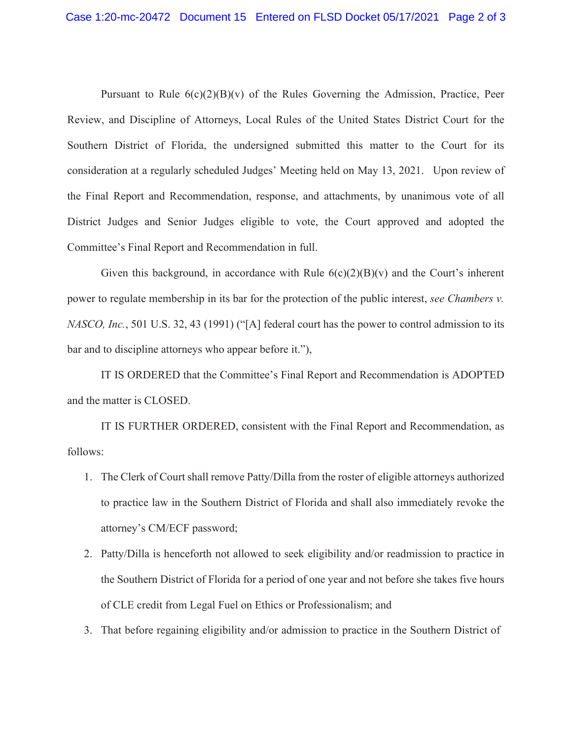Pursuant to Rule 6(c)(2)(B)(v) of the Rules Governing the Admission, Practice, Peer Review, and Discipline of Attorneys, Local Rules of the United States District Court for the Southern District of Florida, the undersigned submitted this matter to the Court for its consideration at a regularly scheduled Judges' Meeting held on May 13, 2021. Upon review of the Final Report and Recommendation, response, and attachments, by unanimous vote of all District Judges and Senior Judges eligible to vote, the Court approved and adopted the Committee's Final Report and Recommendation in full.

Given this background, in accordance with Rule 6(c)(2)(B)(v) and the Court's inherent power to regulate membership in its bar for the protection of the public interest, *see Chambers v. NASCO, Inc.*, 501 U.S. 32, 43 (1991) ("[A] federal court has the power to control admission to its bar and to discipline attorneys who appear before it."),

IT IS ORDERED that the Committee's Final Report and Recommendation is ADOPTED and the matter is CLOSED.

IT IS FURTHER ORDERED, consistent with the Final Report and Recommendation, as follows:

1. The Clerk of Court shall remove Patty/Dilla from the roster of eligible attorneys authorized to practice law in the Southern District of Florida and shall also immediately revoke the attorney's CM/ECF password;
2. Patty/Dilla is henceforth not allowed to seek eligibility and/or readmission to practice in the Southern District of Florida for a period of one year and not before she takes five hours of CLE credit from Legal Fuel on Ethics or Professionalism; and
3. That before regaining eligibility and/or admission to practice in the Southern District of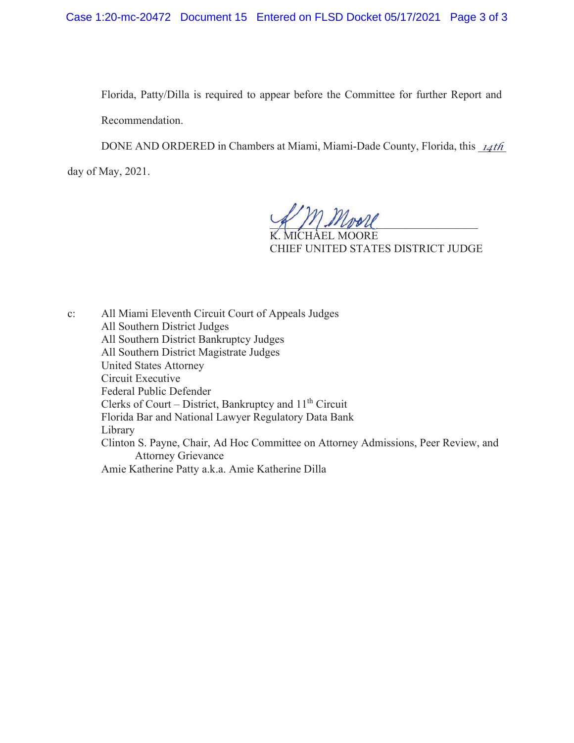Florida, Patty/Dilla is required to appear before the Committee for further Report and Recommendation.

DONE AND ORDERED in Chambers at Miami, Miami-Dade County, Florida, this 14th day of May, 2021.

K. MICHAEL MOORE
CHIEF UNITED STATES DISTRICT JUDGE

c: All Miami Eleventh Circuit Court of Appeals Judges
All Southern District Judges
All Southern District Bankruptcy Judges
All Southern District Magistrate Judges
United States Attorney
Circuit Executive
Federal Public Defender
Clerks of Court – District, Bankruptcy and 11th Circuit
Florida Bar and National Lawyer Regulatory Data Bank
Library
Clinton S. Payne, Chair, Ad Hoc Committee on Attorney Admissions, Peer Review, and Attorney Grievance
Amie Katherine Patty a.k.a. Amie Katherine Dilla